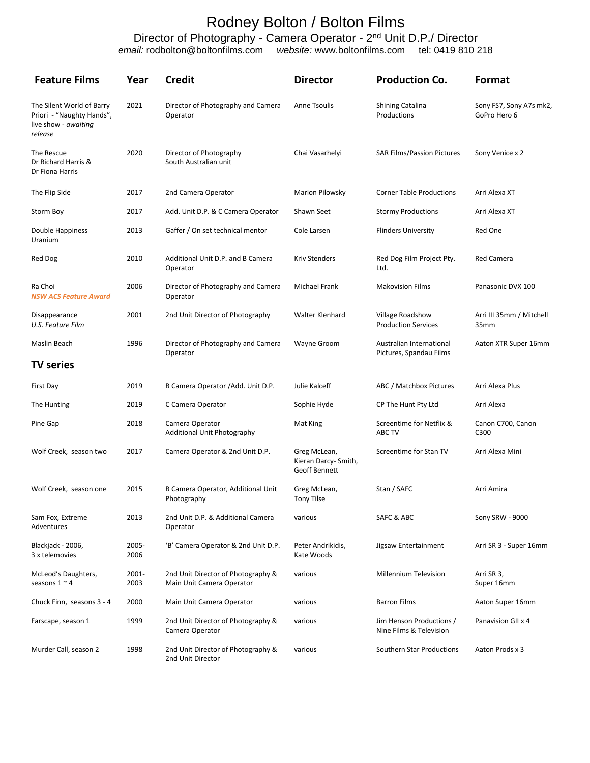# Rodney Bolton / Bolton Films

## Director of Photography - Camera Operator - 2nd Unit D.P./ Director

*email:* rodbolton@boltonfilms.com *website:* www.boltonfilms.com tel: 0419 810 218

| Feature Films | Year | Credit | Director | Production Co. | Format |
|---|---|---|---|---|---|
| The Silent World of Barry Priori - "Naughty Hands", live show - *awaiting release* | 2021 | Director of Photography and Camera Operator | Anne Tsoulis | Shining Catalina Productions | Sony FS7, Sony A7s mk2, GoPro Hero 6 |
| The Rescue Dr Richard Harris & Dr Fiona Harris | 2020 | Director of Photography South Australian unit | Chai Vasarhelyi | SAR Films/Passion Pictures | Sony Venice x 2 |
| The Flip Side | 2017 | 2nd Camera Operator | Marion Pilowsky | Corner Table Productions | Arri Alexa XT |
| Storm Boy | 2017 | Add. Unit D.P. & C Camera Operator | Shawn Seet | Stormy Productions | Arri Alexa XT |
| Double Happiness Uranium | 2013 | Gaffer / On set technical mentor | Cole Larsen | Flinders University | Red One |
| Red Dog | 2010 | Additional Unit D.P. and B Camera Operator | Kriv Stenders | Red Dog Film Project Pty. Ltd. | Red Camera |
| Ra Choi *NSW ACS Feature Award* | 2006 | Director of Photography and Camera Operator | Michael Frank | Makovision Films | Panasonic DVX 100 |
| Disappearance *U.S. Feature Film* | 2001 | 2nd Unit Director of Photography | Walter Klenhard | Village Roadshow Production Services | Arri III 35mm / Mitchell 35mm |
| Maslin Beach | 1996 | Director of Photography and Camera Operator | Wayne Groom | Australian International Pictures, Spandau Films | Aaton XTR Super 16mm |

## TV series

| TV series | Year | Credit | Director | Production Co. | Format |
|---|---|---|---|---|---|
| First Day | 2019 | B Camera Operator /Add. Unit D.P. | Julie Kalceff | ABC / Matchbox Pictures | Arri Alexa Plus |
| The Hunting | 2019 | C Camera Operator | Sophie Hyde | CP The Hunt Pty Ltd | Arri Alexa |
| Pine Gap | 2018 | Camera Operator Additional Unit Photography | Mat King | Screentime for Netflix & ABC TV | Canon C700, Canon C300 |
| Wolf Creek, season two | 2017 | Camera Operator & 2nd Unit D.P. | Greg McLean, Kieran Darcy- Smith, Geoff Bennett | Screentime for Stan TV | Arri Alexa Mini |
| Wolf Creek, season one | 2015 | B Camera Operator, Additional Unit Photography | Greg McLean, Tony Tilse | Stan / SAFC | Arri Amira |
| Sam Fox, Extreme Adventures | 2013 | 2nd Unit D.P. & Additional Camera Operator | various | SAFC & ABC | Sony SRW - 9000 |
| Blackjack - 2006, 3 x telemovies | 2005-2006 | 'B' Camera Operator & 2nd Unit D.P. | Peter Andrikidis, Kate Woods | Jigsaw Entertainment | Arri SR 3 - Super 16mm |
| McLeod's Daughters, seasons 1 ~ 4 | 2001-2003 | 2nd Unit Director of Photography & Main Unit Camera Operator | various | Millennium Television | Arri SR 3, Super 16mm |
| Chuck Finn, seasons 3 - 4 | 2000 | Main Unit Camera Operator | various | Barron Films | Aaton Super 16mm |
| Farscape, season 1 | 1999 | 2nd Unit Director of Photography & Camera Operator | various | Jim Henson Productions / Nine Films & Television | Panavision GII x 4 |
| Murder Call, season 2 | 1998 | 2nd Unit Director of Photography & 2nd Unit Director | various | Southern Star Productions | Aaton Prods x 3 |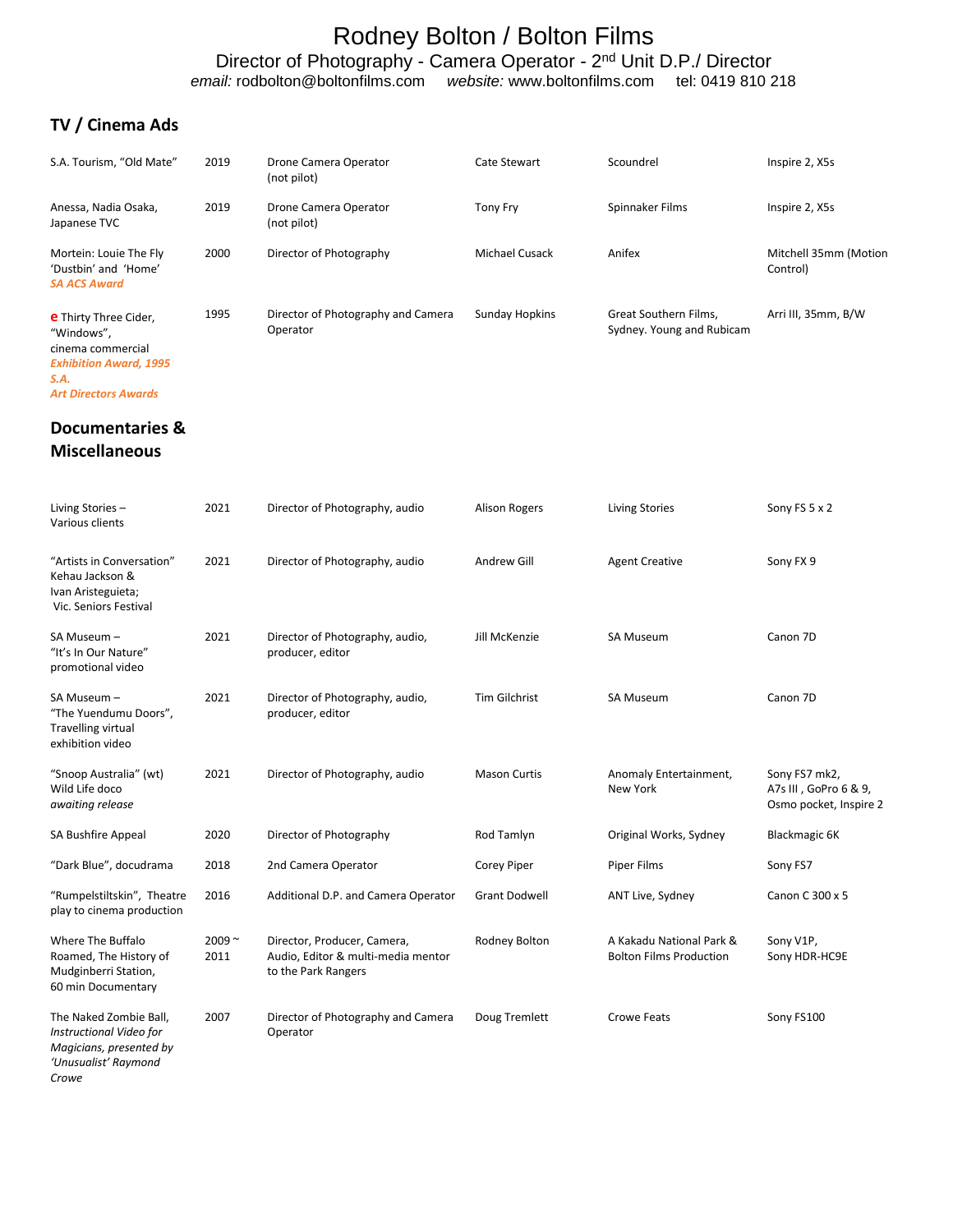# Rodney Bolton / Bolton Films

Director of Photography - Camera Operator - 2nd Unit D.P./ Director

*email:* rodbolton@boltonfilms.com *website:* www.boltonfilms.com tel: 0419 810 218

## TV / Cinema Ads

| | | | | | |
|---|---|---|---|---|---|
| S.A. Tourism, "Old Mate" | 2019 | Drone Camera Operator (not pilot) | Cate Stewart | Scoundrel | Inspire 2, X5s |
| Anessa, Nadia Osaka, Japanese TVC | 2019 | Drone Camera Operator (not pilot) | Tony Fry | Spinnaker Films | Inspire 2, X5s |
| Mortein: Louie The Fly 'Dustbin' and 'Home' ***SA ACS Award*** | 2000 | Director of Photography | Michael Cusack | Anifex | Mitchell 35mm (Motion Control) |
| **e** Thirty Three Cider, "Windows", cinema commercial ***Exhibition Award, 1995 S.A. Art Directors Awards*** | 1995 | Director of Photography and Camera Operator | Sunday Hopkins | Great Southern Films, Sydney. Young and Rubicam | Arri III, 35mm, B/W |

## Documentaries & Miscellaneous

| | | | | | |
|---|---|---|---|---|---|
| Living Stories – Various clients | 2021 | Director of Photography, audio | Alison Rogers | Living Stories | Sony FS 5 x 2 |
| "Artists in Conversation" Kehau Jackson & Ivan Aristeguieta; Vic. Seniors Festival | 2021 | Director of Photography, audio | Andrew Gill | Agent Creative | Sony FX 9 |
| SA Museum – "It's In Our Nature" promotional video | 2021 | Director of Photography, audio, producer, editor | Jill McKenzie | SA Museum | Canon 7D |
| SA Museum – "The Yuendumu Doors", Travelling virtual exhibition video | 2021 | Director of Photography, audio, producer, editor | Tim Gilchrist | SA Museum | Canon 7D |
| "Snoop Australia" (wt) Wild Life doco *awaiting release* | 2021 | Director of Photography, audio | Mason Curtis | Anomaly Entertainment, New York | Sony FS7 mk2, A7s III , GoPro 6 & 9, Osmo pocket, Inspire 2 |
| SA Bushfire Appeal | 2020 | Director of Photography | Rod Tamlyn | Original Works, Sydney | Blackmagic 6K |
| "Dark Blue", docudrama | 2018 | 2nd Camera Operator | Corey Piper | Piper Films | Sony FS7 |
| "Rumpelstiltskin", Theatre play to cinema production | 2016 | Additional D.P. and Camera Operator | Grant Dodwell | ANT Live, Sydney | Canon C 300 x 5 |
| Where The Buffalo Roamed, The History of Mudginberri Station, 60 min Documentary | 2009 ~ 2011 | Director, Producer, Camera, Audio, Editor & multi-media mentor to the Park Rangers | Rodney Bolton | A Kakadu National Park & Bolton Films Production | Sony V1P, Sony HDR-HC9E |
| The Naked Zombie Ball, *Instructional Video for Magicians, presented by 'Unusualist' Raymond Crowe* | 2007 | Director of Photography and Camera Operator | Doug Tremlett | Crowe Feats | Sony FS100 |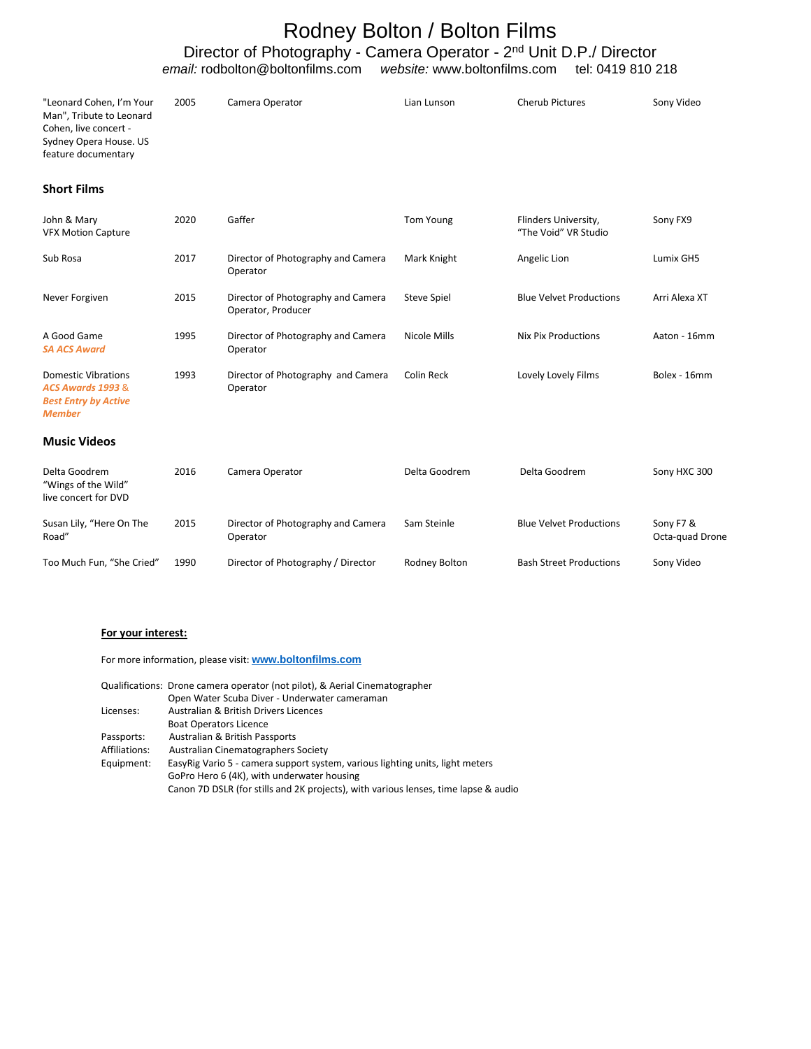# Rodney Bolton / Bolton Films

## Director of Photography - Camera Operator - 2nd Unit D.P./ Director

*email:* rodbolton@boltonfilms.com *website:* www.boltonfilms.com tel: 0419 810 218

| | | | | | |
|---|---|---|---|---|---|
| "Leonard Cohen, I'm Your Man", Tribute to Leonard Cohen, live concert - Sydney Opera House. US feature documentary | 2005 | Camera Operator | Lian Lunson | Cherub Pictures | Sony Video |

### Short Films

| | | | | | |
|---|---|---|---|---|---|
| John & Mary VFX Motion Capture | 2020 | Gaffer | Tom Young | Flinders University, "The Void" VR Studio | Sony FX9 |
| Sub Rosa | 2017 | Director of Photography and Camera Operator | Mark Knight | Angelic Lion | Lumix GH5 |
| Never Forgiven | 2015 | Director of Photography and Camera Operator, Producer | Steve Spiel | Blue Velvet Productions | Arri Alexa XT |
| A Good Game ***SA ACS Award*** | 1995 | Director of Photography and Camera Operator | Nicole Mills | Nix Pix Productions | Aaton - 16mm |
| Domestic Vibrations ***ACS Awards 1993*** & ***Best Entry by Active Member*** | 1993 | Director of Photography and Camera Operator | Colin Reck | Lovely Lovely Films | Bolex - 16mm |

### Music Videos

| | | | | | |
|---|---|---|---|---|---|
| Delta Goodrem "Wings of the Wild" live concert for DVD | 2016 | Camera Operator | Delta Goodrem | Delta Goodrem | Sony HXC 300 |
| Susan Lily, "Here On The Road" | 2015 | Director of Photography and Camera Operator | Sam Steinle | Blue Velvet Productions | Sony F7 & Octa-quad Drone |
| Too Much Fun, "She Cried" | 1990 | Director of Photography / Director | Rodney Bolton | Bash Street Productions | Sony Video |

**For your interest:**

For more information, please visit: **www.boltonfilms.com**

| | |
|---|---|
| Qualifications: | Drone camera operator (not pilot), & Aerial Cinematographer |
| | Open Water Scuba Diver - Underwater cameraman |
| Licenses: | Australian & British Drivers Licences |
| | Boat Operators Licence |
| Passports: | Australian & British Passports |
| Affiliations: | Australian Cinematographers Society |
| Equipment: | EasyRig Vario 5 - camera support system, various lighting units, light meters |
| | GoPro Hero 6 (4K), with underwater housing |
| | Canon 7D DSLR (for stills and 2K projects), with various lenses, time lapse & audio |